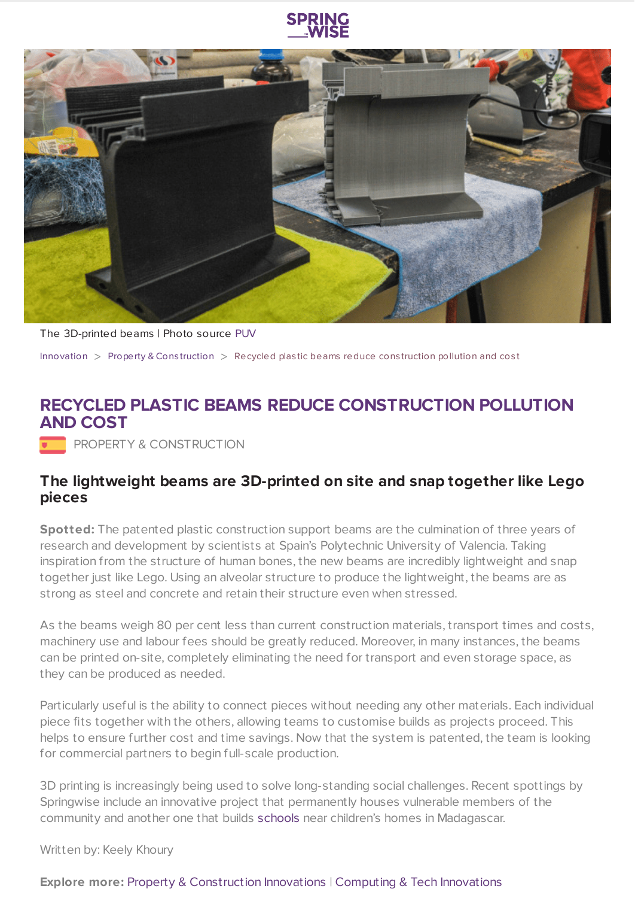SPRINGWISE

The 3D-printed beams | Photo source PUV

Innovation > Property & Construction > Recycled plastic beams reduce construction pollution and cost

# RECYCLED PLASTIC BEAMS REDUCE CONSTRUCTION POLLUTION AND COST

PROPERTY & CONSTRUCTION

## The lightweight beams are 3D-printed on site and snap together like Lego pieces

**Spotted:** The patented plastic construction support beams are the culmination of three years of research and development by scientists at Spain's Polytechnic University of Valencia. Taking inspiration from the structure of human bones, the new beams are incredibly lightweight and snap together just like Lego. Using an alveolar structure to produce the lightweight, the beams are as strong as steel and concrete and retain their structure even when stressed.

As the beams weigh 80 per cent less than current construction materials, transport times and costs, machinery use and labour fees should be greatly reduced. Moreover, in many instances, the beams can be printed on-site, completely eliminating the need for transport and even storage space, as they can be produced as needed.

Particularly useful is the ability to connect pieces without needing any other materials. Each individual piece fits together with the others, allowing teams to customise builds as projects proceed. This helps to ensure further cost and time savings. Now that the system is patented, the team is looking for commercial partners to begin full-scale production.

3D printing is increasingly being used to solve long-standing social challenges. Recent spottings by Springwise include an innovative project that permanently houses vulnerable members of the community and another one that builds schools near children's homes in Madagascar.

Written by: Keely Khoury

**Explore more:** Property & Construction Innovations | Computing & Tech Innovations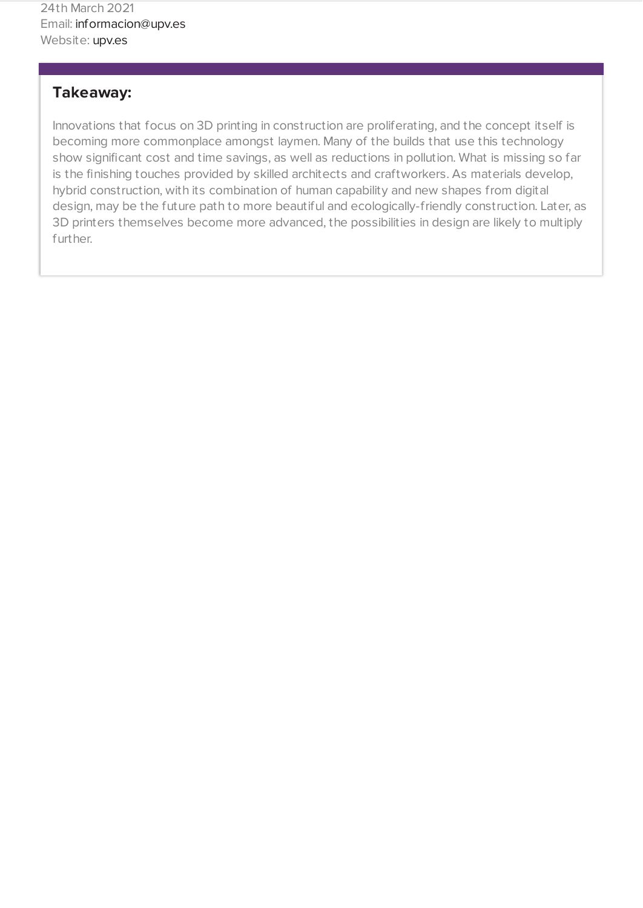24th March 2021
Email: informacion@upv.es
Website: upv.es

## Takeaway:

Innovations that focus on 3D printing in construction are proliferating, and the concept itself is becoming more commonplace amongst laymen. Many of the builds that use this technology show significant cost and time savings, as well as reductions in pollution. What is missing so far is the finishing touches provided by skilled architects and craftworkers. As materials develop, hybrid construction, with its combination of human capability and new shapes from digital design, may be the future path to more beautiful and ecologically-friendly construction. Later, as 3D printers themselves become more advanced, the possibilities in design are likely to multiply further.